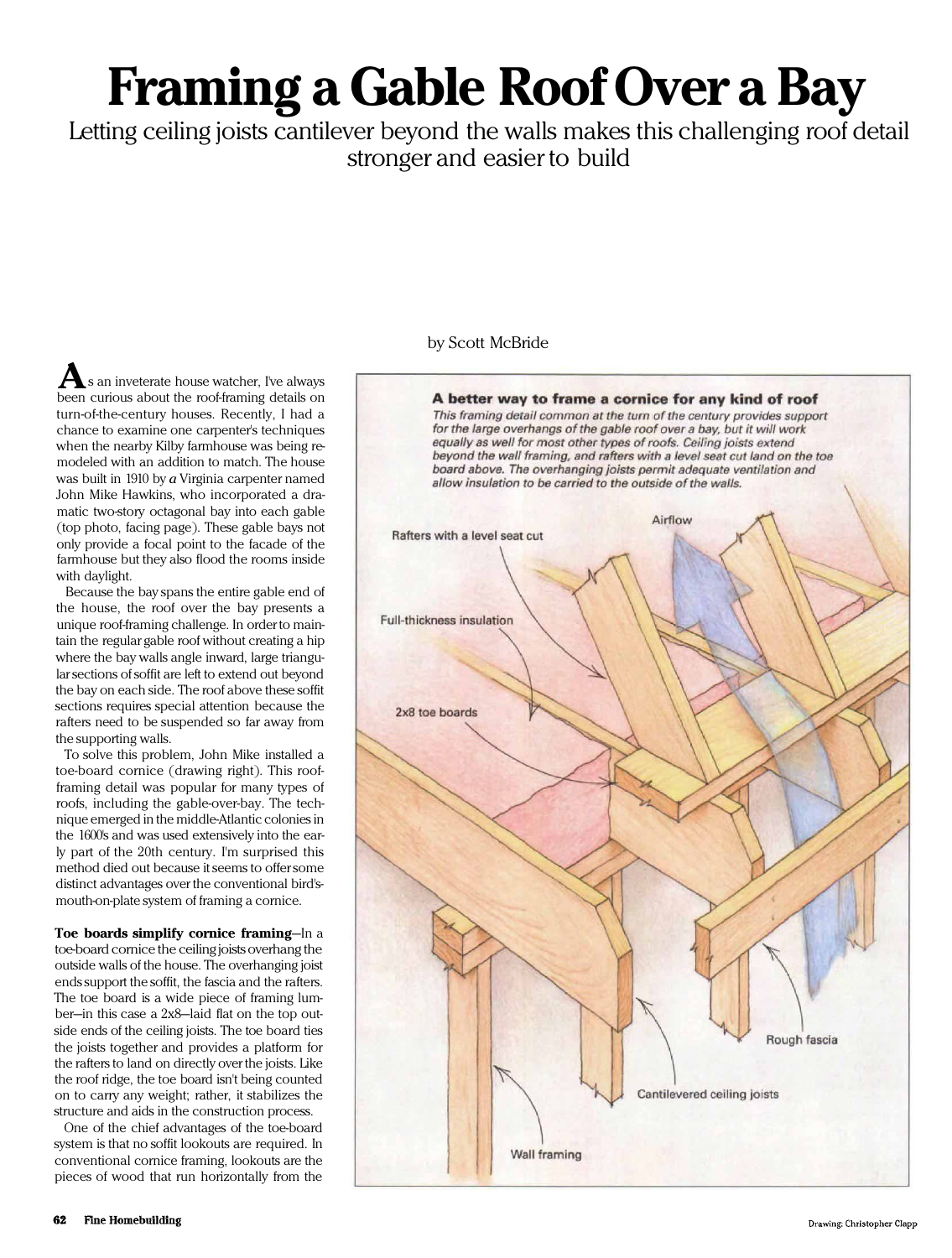# Framing a Gable Roof Over a Bay

Letting ceiling joists cantilever beyond the walls makes this challenging roof detail stronger and easier to build

by Scott McBride

As an inveterate house watcher, I've always been curious about the roof-framing details on turn-of-the-century houses. Recently, I had a chance to examine one carpenter's techniques when the nearby Kilby farmhouse was being remodeled with an addition to match. The house was built in 1910 by a Virginia carpenter named John Mike Hawkins, who incorporated a dramatic two-story octagonal bay into each gable (top photo, facing page). These gable bays not only provide a focal point to the facade of the farmhouse but they also flood the rooms inside with daylight.

Because the bay spans the entire gable end of the house, the roof over the bay presents a unique roof-framing challenge. In order to maintain the regular gable roof without creating a hip where the bay walls angle inward, large triangular sections of soffit are left to extend out beyond the bay on each side. The roof above these soffit sections requires special attention because the rafters need to be suspended so far away from the supporting walls.

To solve this problem, John Mike installed a toe-board cornice (drawing right). This roof-framing detail was popular for many types of roofs, including the gable-over-bay. The technique emerged in the middle-Atlantic colonies in the 1600's and was used extensively into the early part of the 20th century. I'm surprised this method died out because it seems to offer some distinct advantages over the conventional bird's-mouth-on-plate system of framing a cornice.

**Toe boards simplify cornice framing**—In a toe-board cornice the ceiling joists overhang the outside walls of the house. The overhanging joist ends support the soffit, the fascia and the rafters. The toe board is a wide piece of framing lumber—in this case a 2x8—laid flat on the top outside ends of the ceiling joists. The toe board ties the joists together and provides a platform for the rafters to land on directly over the joists. Like the roof ridge, the toe board isn't being counted on to carry any weight; rather, it stabilizes the structure and aids in the construction process.

One of the chief advantages of the toe-board system is that no soffit lookouts are required. In conventional cornice framing, lookouts are the pieces of wood that run horizontally from the

**A better way to frame a cornice for any kind of roof**

*This framing detail common at the turn of the century provides support for the large overhangs of the gable roof over a bay, but it will work equally as well for most other types of roofs. Ceiling joists extend beyond the wall framing, and rafters with a level seat cut land on the toe board above. The overhanging joists permit adequate ventilation and allow insulation to be carried to the outside of the walls.*

Airflow

Rafters with a level seat cut

Full-thickness insulation

2x8 toe boards

Rough fascia

Cantilevered ceiling joists

Wall framing

Drawing: Christopher Clapp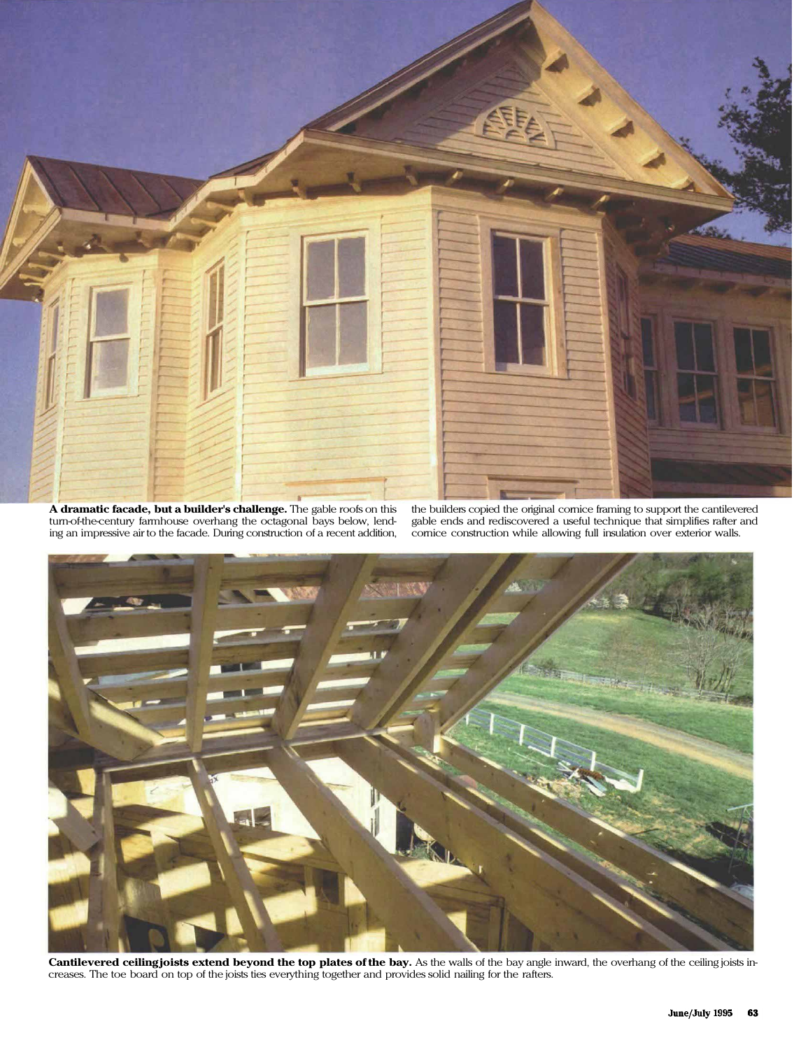**A dramatic facade, but a builder's challenge.** The gable roofs on this turn-of-the-century farmhouse overhang the octagonal bays below, lending an impressive air to the facade. During construction of a recent addition, the builders copied the original cornice framing to support the cantilevered gable ends and rediscovered a useful technique that simplifies rafter and cornice construction while allowing full insulation over exterior walls.

**Cantilevered ceiling joists extend beyond the top plates of the bay.** As the walls of the bay angle inward, the overhang of the ceiling joists increases. The toe board on top of the joists ties everything together and provides solid nailing for the rafters.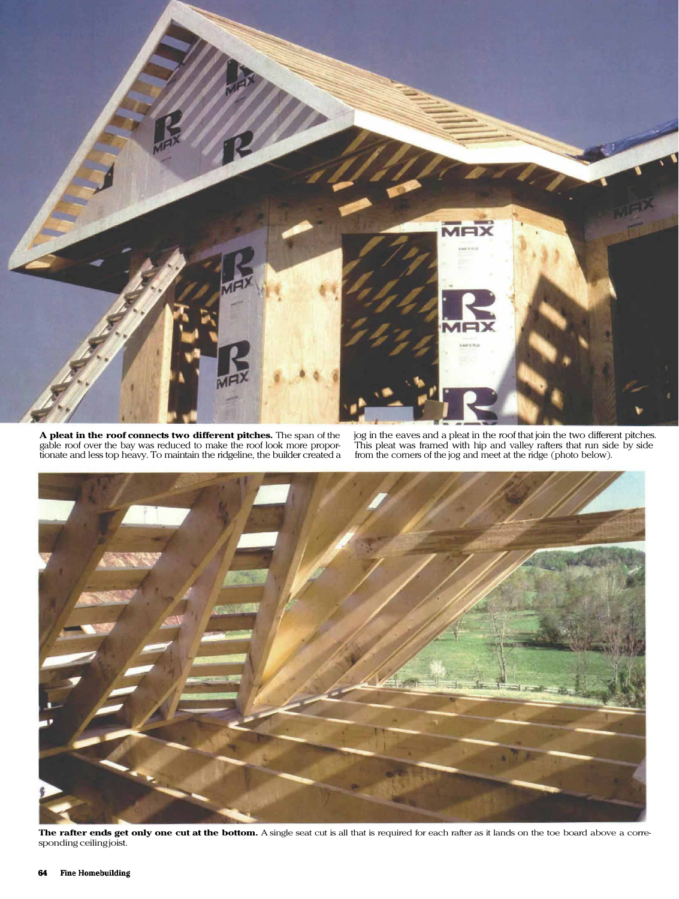**A pleat in the roof connects two different pitches.** The span of the gable roof over the bay was reduced to make the roof look more proportionate and less top heavy. To maintain the ridgeline, the builder created a jog in the eaves and a pleat in the roof that join the two different pitches. This pleat was framed with hip and valley rafters that run side by side from the corners of the jog and meet at the ridge (photo below).

**The rafter ends get only one cut at the bottom.** A single seat cut is all that is required for each rafter as it lands on the toe board above a corresponding ceiling joist.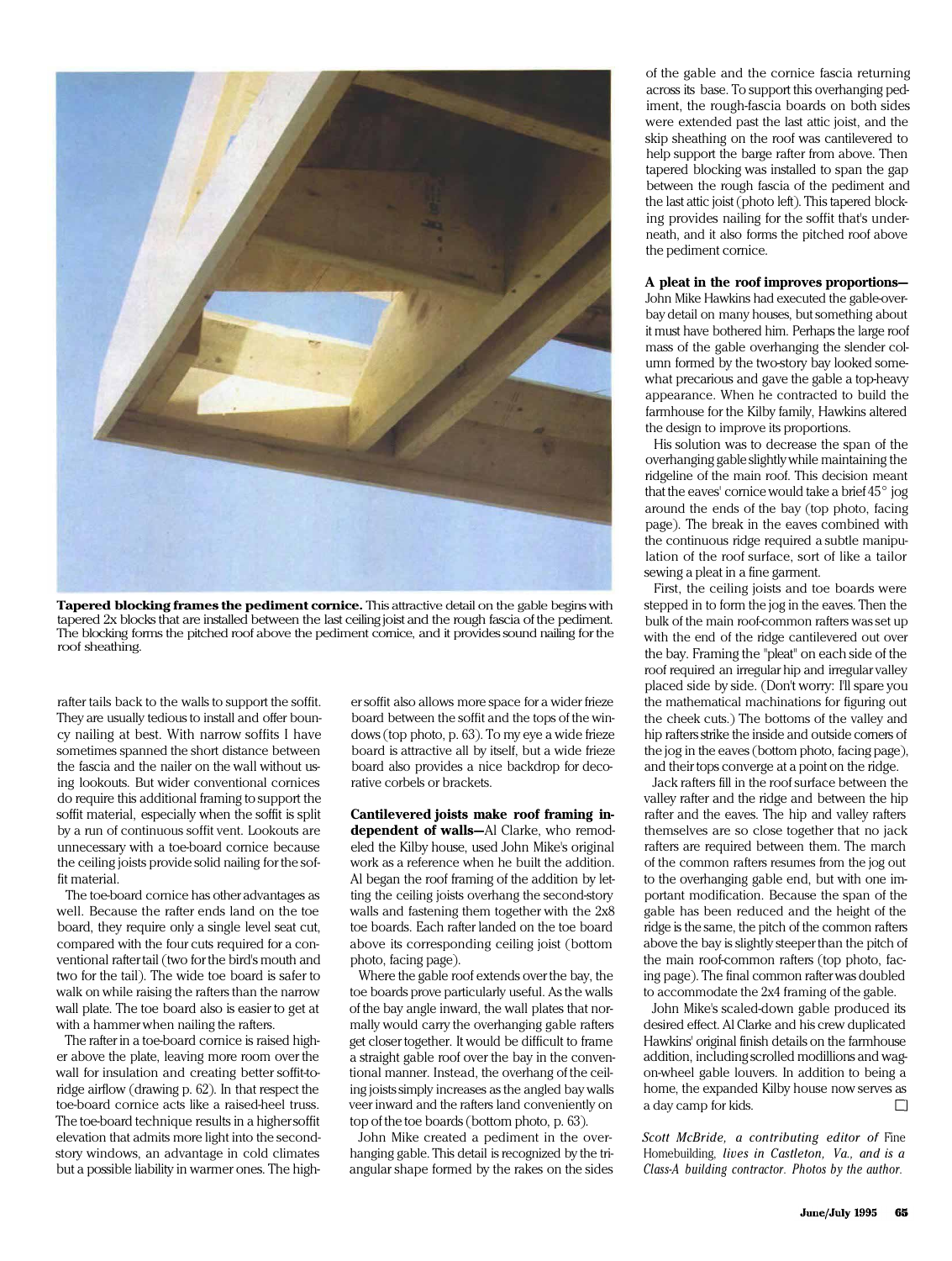**Tapered blocking frames the pediment cornice.** This attractive detail on the gable begins with tapered 2x blocks that are installed between the last ceiling joist and the rough fascia of the pediment. The blocking forms the pitched roof above the pediment cornice, and it provides sound nailing for the roof sheathing.

rafter tails back to the walls to support the soffit. They are usually tedious to install and offer bouncy nailing at best. With narrow soffits I have sometimes spanned the short distance between the fascia and the nailer on the wall without using lookouts. But wider conventional cornices do require this additional framing to support the soffit material, especially when the soffit is split by a run of continuous soffit vent. Lookouts are unnecessary with a toe-board cornice because the ceiling joists provide solid nailing for the soffit material.

The toe-board cornice has other advantages as well. Because the rafter ends land on the toe board, they require only a single level seat cut, compared with the four cuts required for a conventional rafter tail (two for the bird's mouth and two for the tail). The wide toe board is safer to walk on while raising the rafters than the narrow wall plate. The toe board also is easier to get at with a hammer when nailing the rafters.

The rafter in a toe-board cornice is raised higher above the plate, leaving more room over the wall for insulation and creating better soffit-to-ridge airflow (drawing p. 62). In that respect the toe-board cornice acts like a raised-heel truss. The toe-board technique results in a higher soffit elevation that admits more light into the second-story windows, an advantage in cold climates but a possible liability in warmer ones. The higher soffit also allows more space for a wider frieze board between the soffit and the tops of the windows (top photo, p. 63). To my eye a wide frieze board is attractive all by itself, but a wide frieze board also provides a nice backdrop for decorative corbels or brackets.

**Cantilevered joists make roof framing independent of walls—**Al Clarke, who remodeled the Kilby house, used John Mike's original work as a reference when he built the addition. Al began the roof framing of the addition by letting the ceiling joists overhang the second-story walls and fastening them together with the 2x8 toe boards. Each rafter landed on the toe board above its corresponding ceiling joist (bottom photo, facing page).

Where the gable roof extends over the bay, the toe boards prove particularly useful. As the walls of the bay angle inward, the wall plates that normally would carry the overhanging gable rafters get closer together. It would be difficult to frame a straight gable roof over the bay in the conventional manner. Instead, the overhang of the ceiling joists simply increases as the angled bay walls veer inward and the rafters land conveniently on top of the toe boards (bottom photo, p. 63).

John Mike created a pediment in the overhanging gable. This detail is recognized by the triangular shape formed by the rakes on the sides of the gable and the cornice fascia returning across its base. To support this overhanging pediment, the rough-fascia boards on both sides were extended past the last attic joist, and the skip sheathing on the roof was cantilevered to help support the barge rafter from above. Then tapered blocking was installed to span the gap between the rough fascia of the pediment and the last attic joist (photo left). This tapered blocking provides nailing for the soffit that's underneath, and it also forms the pitched roof above the pediment cornice.

**A pleat in the roof improves proportions—** John Mike Hawkins had executed the gable-over-bay detail on many houses, but something about it must have bothered him. Perhaps the large roof mass of the gable overhanging the slender column formed by the two-story bay looked somewhat precarious and gave the gable a top-heavy appearance. When he contracted to build the farmhouse for the Kilby family, Hawkins altered the design to improve its proportions.

His solution was to decrease the span of the overhanging gable slightly while maintaining the ridgeline of the main roof. This decision meant that the eaves' cornice would take a brief 45° jog around the ends of the bay (top photo, facing page). The break in the eaves combined with the continuous ridge required a subtle manipulation of the roof surface, sort of like a tailor sewing a pleat in a fine garment.

First, the ceiling joists and toe boards were stepped in to form the jog in the eaves. Then the bulk of the main roof-common rafters was set up with the end of the ridge cantilevered out over the bay. Framing the "pleat" on each side of the roof required an irregular hip and irregular valley placed side by side. (Don't worry: I'll spare you the mathematical machinations for figuring out the cheek cuts.) The bottoms of the valley and hip rafters strike the inside and outside corners of the jog in the eaves (bottom photo, facing page), and their tops converge at a point on the ridge.

Jack rafters fill in the roof surface between the valley rafter and the ridge and between the hip rafter and the eaves. The hip and valley rafters themselves are so close together that no jack rafters are required between them. The march of the common rafters resumes from the jog out to the overhanging gable end, but with one important modification. Because the span of the gable has been reduced and the height of the ridge is the same, the pitch of the common rafters above the bay is slightly steeper than the pitch of the main roof-common rafters (top photo, facing page). The final common rafter was doubled to accommodate the 2x4 framing of the gable.

John Mike's scaled-down gable produced its desired effect. Al Clarke and his crew duplicated Hawkins' original finish details on the farmhouse addition, including scrolled modillions and wagon-wheel gable louvers. In addition to being a home, the expanded Kilby house now serves as a day camp for kids. □

*Scott McBride, a contributing editor of* Fine Homebuilding, *lives in Castleton, Va., and is a Class-A building contractor. Photos by the author.*